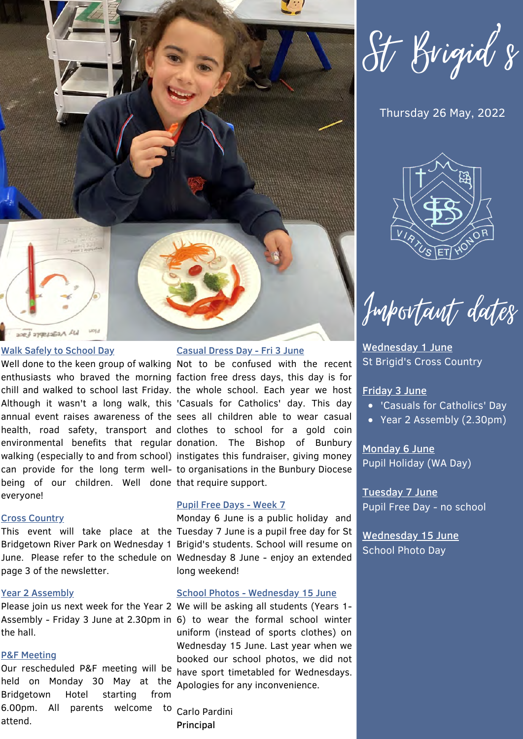# St Brigid's

Thursday 26 May, 2022

## Important dates

**Wednesday 1 June**
St Brigid's Cross Country

**Friday 3 June**
- 'Casuals for Catholics' Day
- Year 2 Assembly (2.30pm)

**Monday 6 June**
Pupil Holiday (WA Day)

**Tuesday 7 June**
Pupil Free Day - no school

**Wednesday 15 June**
School Photo Day

### Walk Safely to School Day

Well done to the keen group of walking enthusiasts who braved the morning chill and walked to school last Friday. Although it wasn't a long walk, this annual event raises awareness of the health, road safety, transport and environmental benefits that regular walking (especially to and from school) can provide for the long term well-being of our children. Well done everyone!

### Cross Country

This event will take place at the Bridgetown River Park on Wednesday 1 June. Please refer to the schedule on page 3 of the newsletter.

### Year 2 Assembly

Please join us next week for the Year 2 Assembly - Friday 3 June at 2.30pm in the hall.

### P&F Meeting

Our rescheduled P&F meeting will be held on Monday 30 May at the Bridgetown Hotel starting from 6.00pm. All parents welcome to attend.

### Casual Dress Day - Fri 3 June

Not to be confused with the recent faction free dress days, this day is for the whole school. Each year we host 'Casuals for Catholics' day. This day sees all children able to wear casual clothes to school for a gold coin donation. The Bishop of Bunbury instigates this fundraiser, giving money to organisations in the Bunbury Diocese that require support.

### Pupil Free Days - Week 7

Monday 6 June is a public holiday and Tuesday 7 June is a pupil free day for St Brigid's students. School will resume on Wednesday 8 June - enjoy an extended long weekend!

### School Photos - Wednesday 15 June

We will be asking all students (Years 1-6) to wear the formal school winter uniform (instead of sports clothes) on Wednesday 15 June. Last year when we booked our school photos, we did not have sport timetabled for Wednesdays. Apologies for any inconvenience.

Carlo Pardini
**Principal**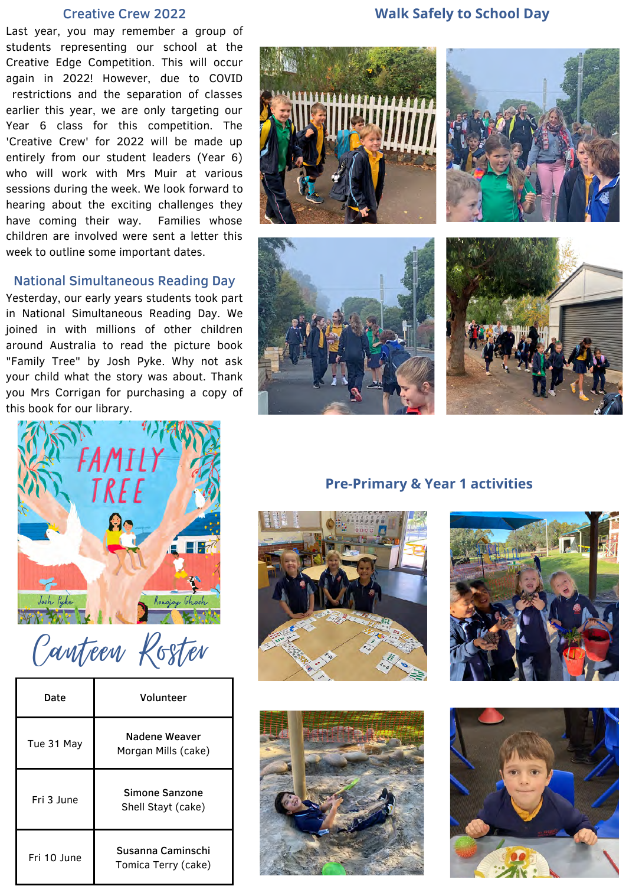## Creative Crew 2022

Last year, you may remember a group of students representing our school at the Creative Edge Competition. This will occur again in 2022! However, due to COVID restrictions and the separation of classes earlier this year, we are only targeting our Year 6 class for this competition. The 'Creative Crew' for 2022 will be made up entirely from our student leaders (Year 6) who will work with Mrs Muir at various sessions during the week. We look forward to hearing about the exciting challenges they have coming their way. Families whose children are involved were sent a letter this week to outline some important dates.

## National Simultaneous Reading Day

Yesterday, our early years students took part in National Simultaneous Reading Day. We joined in with millions of other children around Australia to read the picture book "Family Tree" by Josh Pyke. Why not ask your child what the story was about. Thank you Mrs Corrigan for purchasing a copy of this book for our library.

## Canteen Roster

| Date | Volunteer |
|---|---|
| Tue 31 May | **Nadene Weaver** Morgan Mills (cake) |
| Fri 3 June | **Simone Sanzone** Shell Stayt (cake) |
| Fri 10 June | **Susanna Caminschi** Tomica Terry (cake) |

## Walk Safely to School Day

## Pre-Primary & Year 1 activities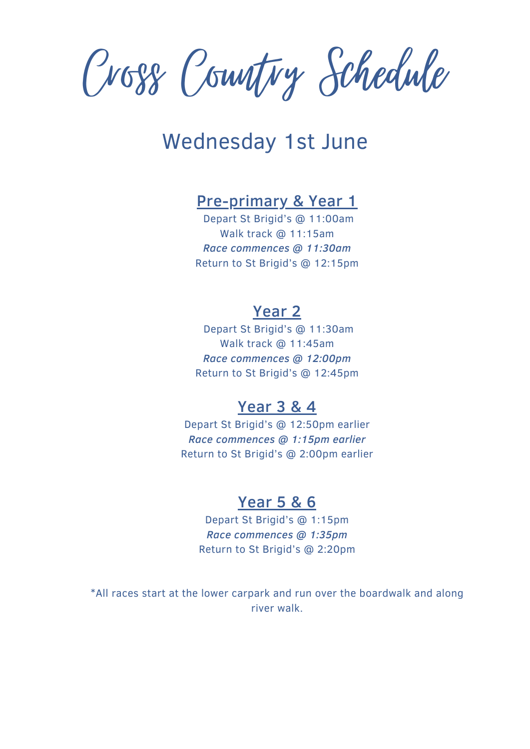# Cross Country Schedule

## Wednesday 1st June

### Pre-primary & Year 1

Depart St Brigid's @ 11:00am
Walk track @ 11:15am
*Race commences @ 11:30am*
Return to St Brigid's @ 12:15pm

### Year 2

Depart St Brigid's @ 11:30am
Walk track @ 11:45am
*Race commences @ 12:00pm*
Return to St Brigid's @ 12:45pm

### Year 3 & 4

Depart St Brigid's @ 12:50pm earlier
*Race commences @ 1:15pm earlier*
Return to St Brigid's @ 2:00pm earlier

### Year 5 & 6

Depart St Brigid's @ 1:15pm
*Race commences @ 1:35pm*
Return to St Brigid's @ 2:20pm

*All races start at the lower carpark and run over the boardwalk and along river walk.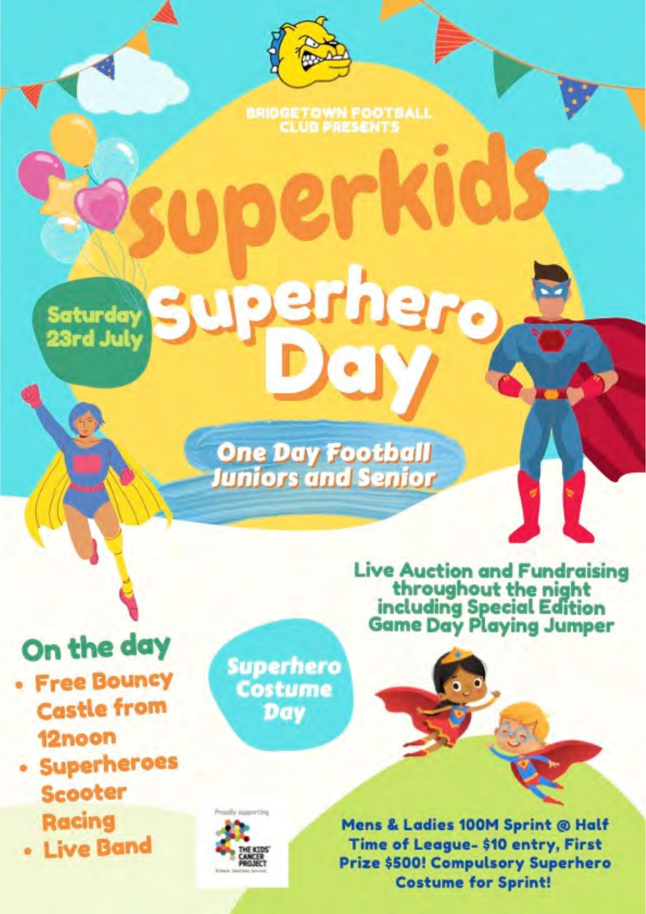BRIDGETOWN FOOTBALL CLUB PRESENTS

# Superkids Superhero Day

Saturday 23rd July

**One Day Football Juniors and Senior**

Live Auction and Fundraising throughout the night including Special Edition Game Day Playing Jumper

## On the day

- Free Bouncy Castle from 12noon
- Superheroes Scooter Racing
- Live Band

Superhero Costume Day

Proudly supporting THE KIDS' CANCER PROJECT

**Mens & Ladies 100M Sprint @ Half Time of League- $10 entry, First Prize $500! Compulsory Superhero Costume for Sprint!**